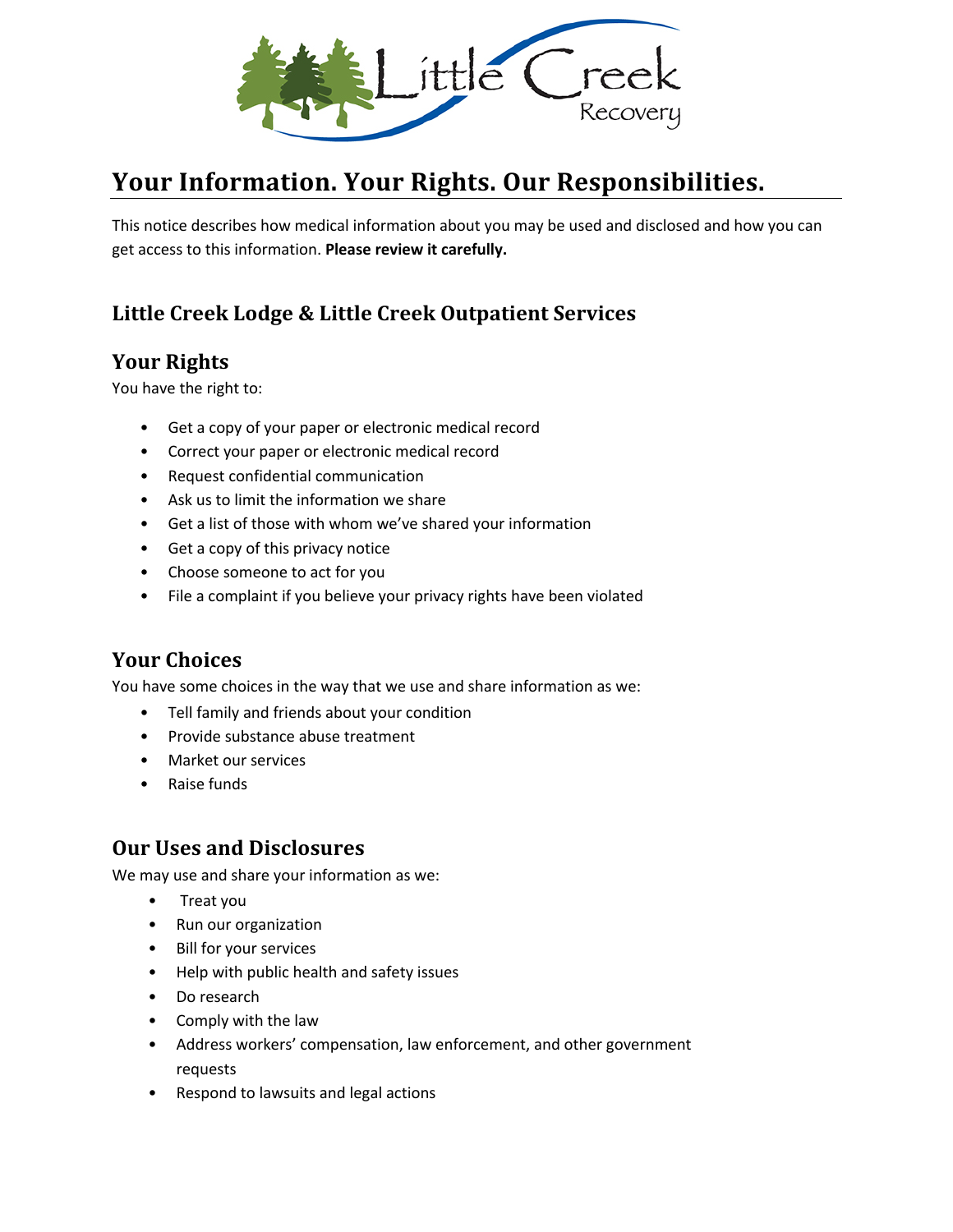# Your Information. Your Rights. Our Responsibilities.

This notice describes how medical information about you may be used and disclosed and how you can get access to this information. **Please review it carefully.**

## Little Creek Lodge & Little Creek Outpatient Services

## Your Rights

You have the right to:

- Get a copy of your paper or electronic medical record
- Correct your paper or electronic medical record
- Request confidential communication
- Ask us to limit the information we share
- Get a list of those with whom we've shared your information
- Get a copy of this privacy notice
- Choose someone to act for you
- File a complaint if you believe your privacy rights have been violated

## Your Choices

You have some choices in the way that we use and share information as we:

- Tell family and friends about your condition
- Provide substance abuse treatment
- Market our services
- Raise funds

## Our Uses and Disclosures

We may use and share your information as we:

- Treat you
- Run our organization
- Bill for your services
- Help with public health and safety issues
- Do research
- Comply with the law
- Address workers' compensation, law enforcement, and other government requests
- Respond to lawsuits and legal actions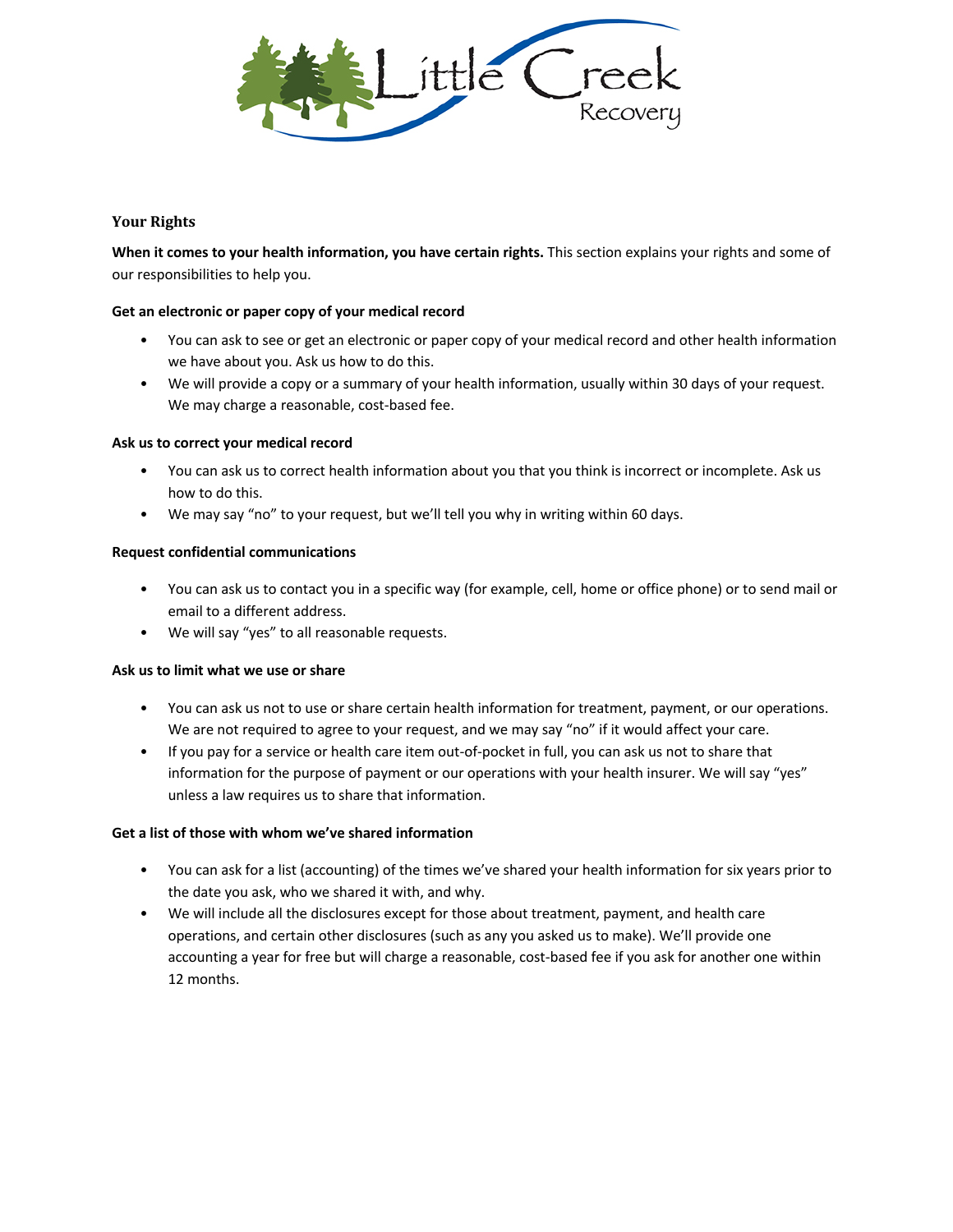## Your Rights

**When it comes to your health information, you have certain rights.** This section explains your rights and some of our responsibilities to help you.

**Get an electronic or paper copy of your medical record**

- You can ask to see or get an electronic or paper copy of your medical record and other health information we have about you. Ask us how to do this.
- We will provide a copy or a summary of your health information, usually within 30 days of your request. We may charge a reasonable, cost-based fee.

**Ask us to correct your medical record**

- You can ask us to correct health information about you that you think is incorrect or incomplete. Ask us how to do this.
- We may say "no" to your request, but we'll tell you why in writing within 60 days.

**Request confidential communications**

- You can ask us to contact you in a specific way (for example, cell, home or office phone) or to send mail or email to a different address.
- We will say "yes" to all reasonable requests.

**Ask us to limit what we use or share**

- You can ask us not to use or share certain health information for treatment, payment, or our operations. We are not required to agree to your request, and we may say "no" if it would affect your care.
- If you pay for a service or health care item out-of-pocket in full, you can ask us not to share that information for the purpose of payment or our operations with your health insurer. We will say "yes" unless a law requires us to share that information.

**Get a list of those with whom we've shared information**

- You can ask for a list (accounting) of the times we've shared your health information for six years prior to the date you ask, who we shared it with, and why.
- We will include all the disclosures except for those about treatment, payment, and health care operations, and certain other disclosures (such as any you asked us to make). We'll provide one accounting a year for free but will charge a reasonable, cost-based fee if you ask for another one within 12 months.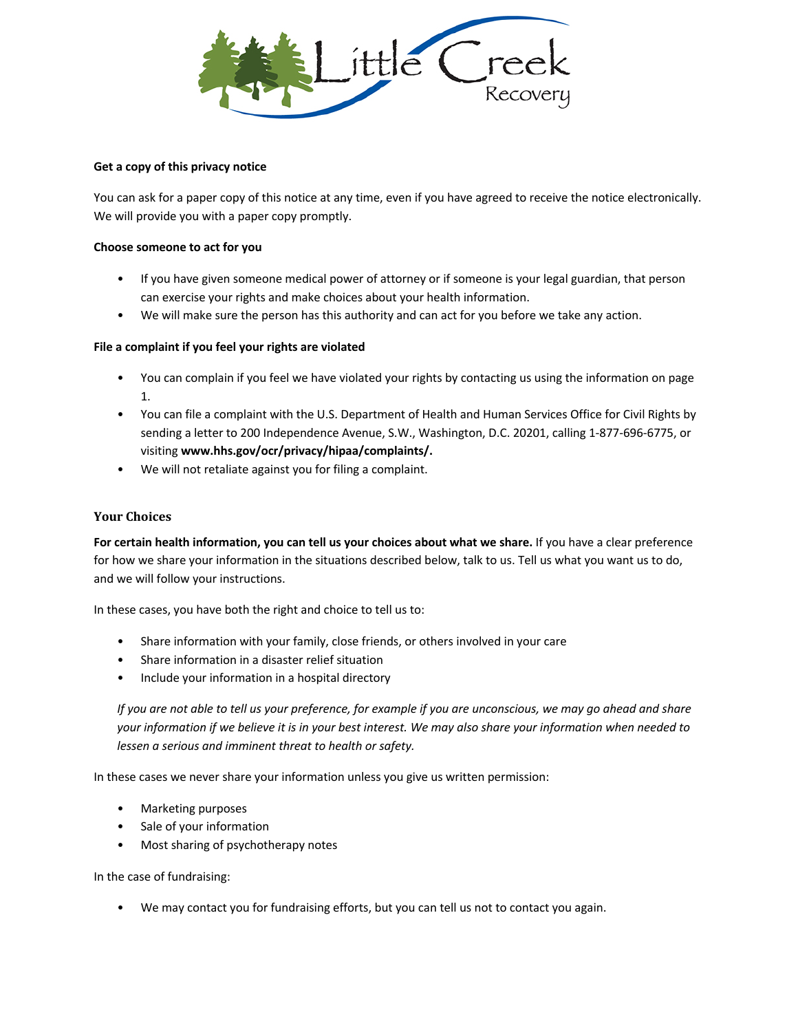**Get a copy of this privacy notice**

You can ask for a paper copy of this notice at any time, even if you have agreed to receive the notice electronically. We will provide you with a paper copy promptly.

**Choose someone to act for you**

- If you have given someone medical power of attorney or if someone is your legal guardian, that person can exercise your rights and make choices about your health information.
- We will make sure the person has this authority and can act for you before we take any action.

**File a complaint if you feel your rights are violated**

- You can complain if you feel we have violated your rights by contacting us using the information on page 1.
- You can file a complaint with the U.S. Department of Health and Human Services Office for Civil Rights by sending a letter to 200 Independence Avenue, S.W., Washington, D.C. 20201, calling 1-877-696-6775, or visiting **www.hhs.gov/ocr/privacy/hipaa/complaints/.**
- We will not retaliate against you for filing a complaint.

## Your Choices

**For certain health information, you can tell us your choices about what we share.** If you have a clear preference for how we share your information in the situations described below, talk to us. Tell us what you want us to do, and we will follow your instructions.

In these cases, you have both the right and choice to tell us to:

- Share information with your family, close friends, or others involved in your care
- Share information in a disaster relief situation
- Include your information in a hospital directory

*If you are not able to tell us your preference, for example if you are unconscious, we may go ahead and share your information if we believe it is in your best interest. We may also share your information when needed to lessen a serious and imminent threat to health or safety.*

In these cases we never share your information unless you give us written permission:

- Marketing purposes
- Sale of your information
- Most sharing of psychotherapy notes

In the case of fundraising:

- We may contact you for fundraising efforts, but you can tell us not to contact you again.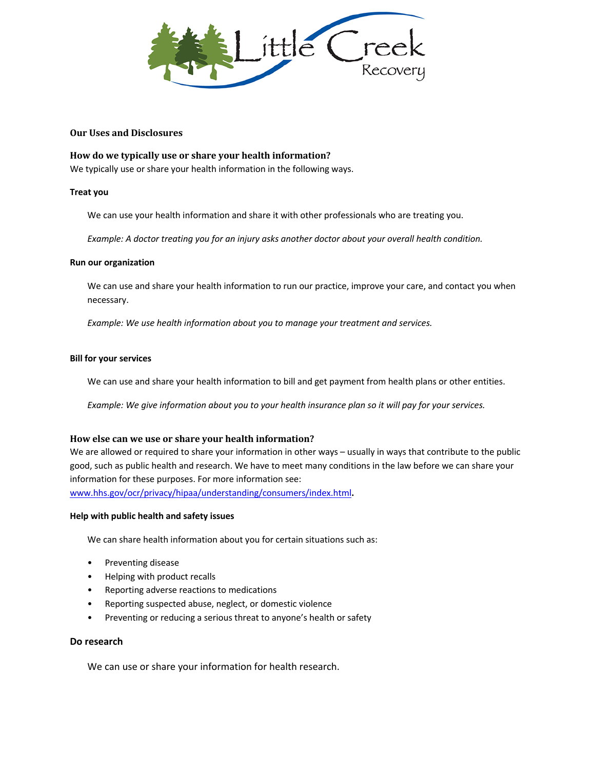### Our Uses and Disclosures

### How do we typically use or share your health information?

We typically use or share your health information in the following ways.

**Treat you**

We can use your health information and share it with other professionals who are treating you.

*Example: A doctor treating you for an injury asks another doctor about your overall health condition.*

**Run our organization**

We can use and share your health information to run our practice, improve your care, and contact you when necessary.

*Example: We use health information about you to manage your treatment and services.*

**Bill for your services**

We can use and share your health information to bill and get payment from health plans or other entities.

*Example: We give information about you to your health insurance plan so it will pay for your services.*

### How else can we use or share your health information?

We are allowed or required to share your information in other ways – usually in ways that contribute to the public good, such as public health and research. We have to meet many conditions in the law before we can share your information for these purposes. For more information see: www.hhs.gov/ocr/privacy/hipaa/understanding/consumers/index.html**.**

**Help with public health and safety issues**

We can share health information about you for certain situations such as:

- Preventing disease
- Helping with product recalls
- Reporting adverse reactions to medications
- Reporting suspected abuse, neglect, or domestic violence
- Preventing or reducing a serious threat to anyone's health or safety

**Do research**

We can use or share your information for health research.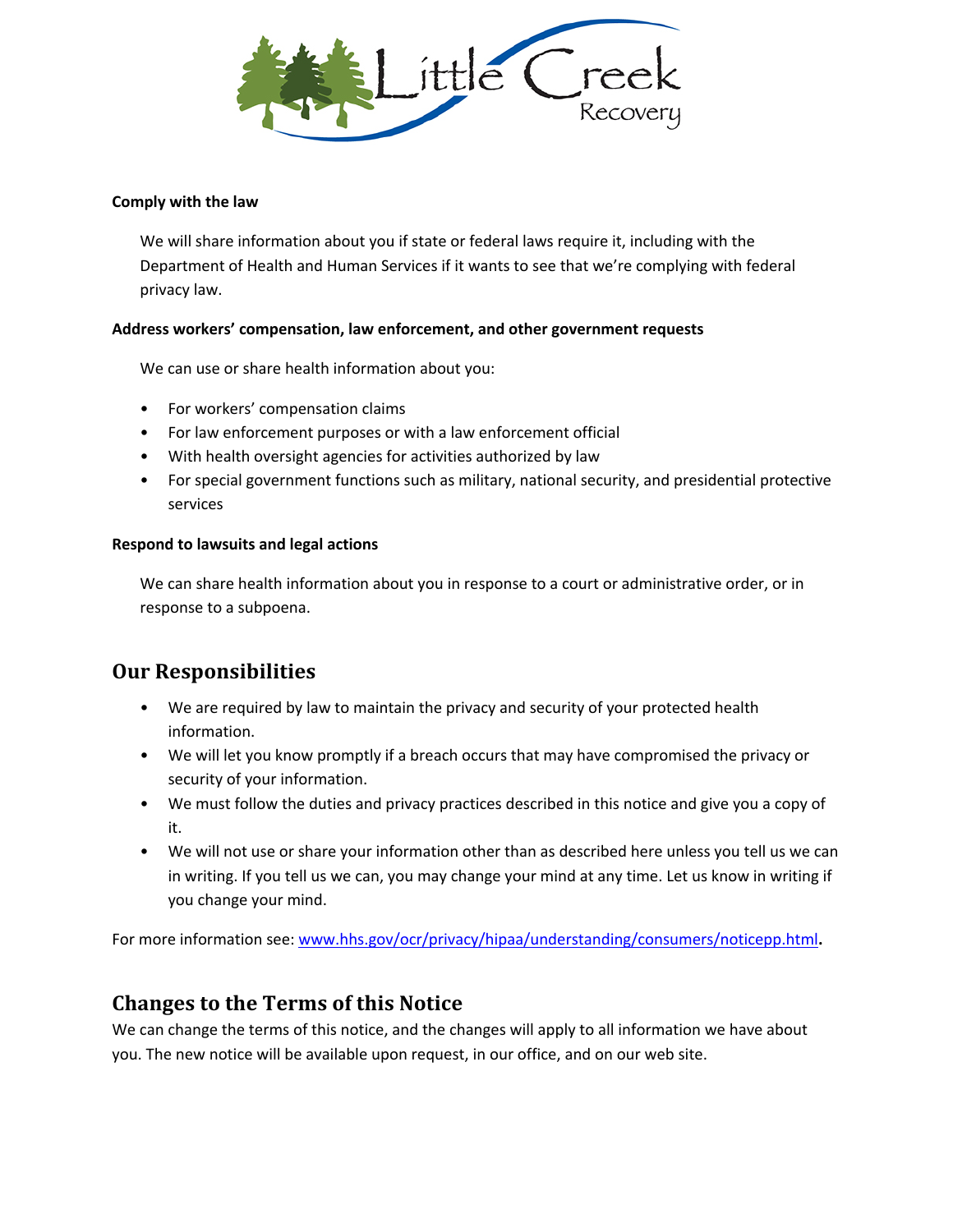**Comply with the law**

We will share information about you if state or federal laws require it, including with the Department of Health and Human Services if it wants to see that we're complying with federal privacy law.

**Address workers' compensation, law enforcement, and other government requests**

We can use or share health information about you:

- For workers' compensation claims
- For law enforcement purposes or with a law enforcement official
- With health oversight agencies for activities authorized by law
- For special government functions such as military, national security, and presidential protective services

**Respond to lawsuits and legal actions**

We can share health information about you in response to a court or administrative order, or in response to a subpoena.

## Our Responsibilities

- We are required by law to maintain the privacy and security of your protected health information.
- We will let you know promptly if a breach occurs that may have compromised the privacy or security of your information.
- We must follow the duties and privacy practices described in this notice and give you a copy of it.
- We will not use or share your information other than as described here unless you tell us we can in writing. If you tell us we can, you may change your mind at any time. Let us know in writing if you change your mind.

For more information see: www.hhs.gov/ocr/privacy/hipaa/understanding/consumers/noticepp.html**.**

## Changes to the Terms of this Notice

We can change the terms of this notice, and the changes will apply to all information we have about you. The new notice will be available upon request, in our office, and on our web site.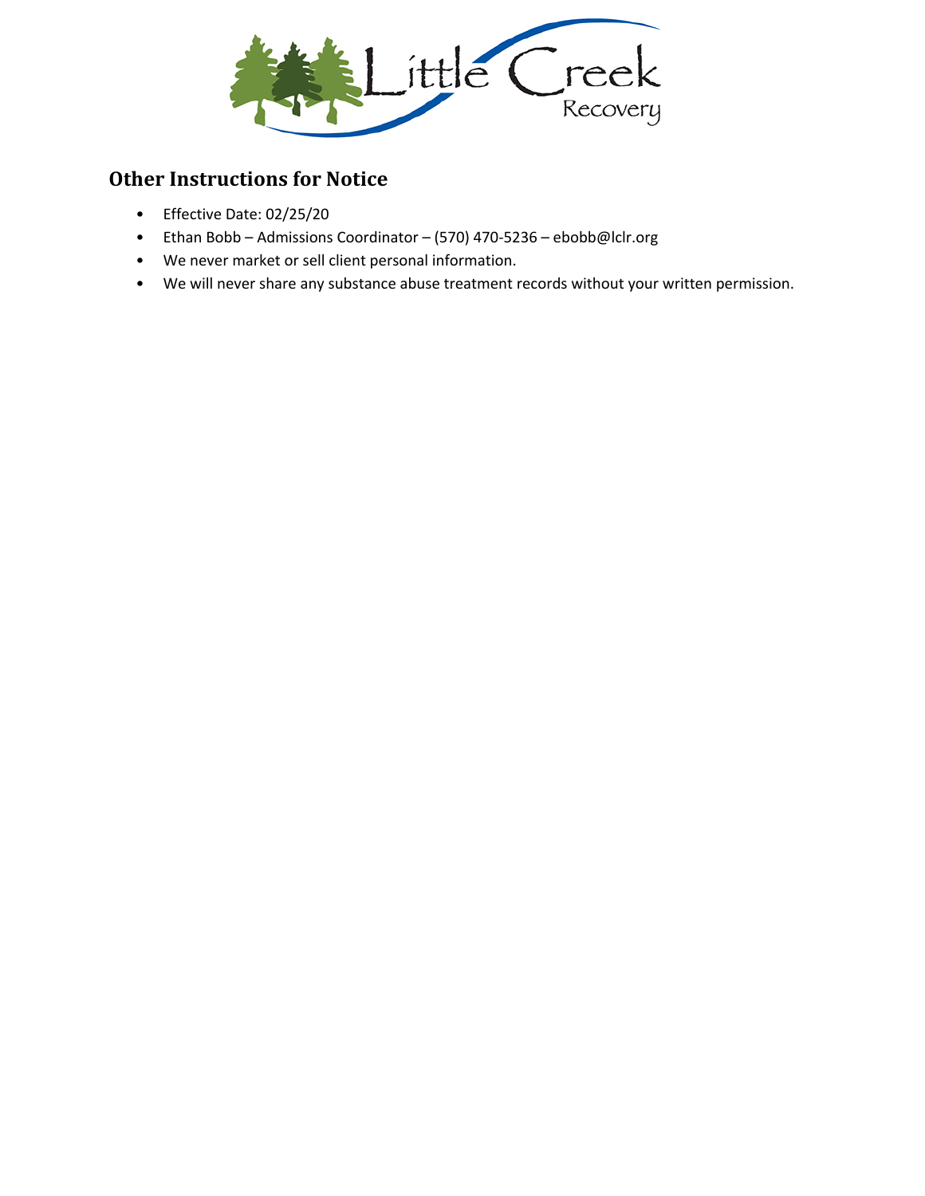## Other Instructions for Notice

- Effective Date: 02/25/20
- Ethan Bobb – Admissions Coordinator – (570) 470-5236 – ebobb@lclr.org
- We never market or sell client personal information.
- We will never share any substance abuse treatment records without your written permission.